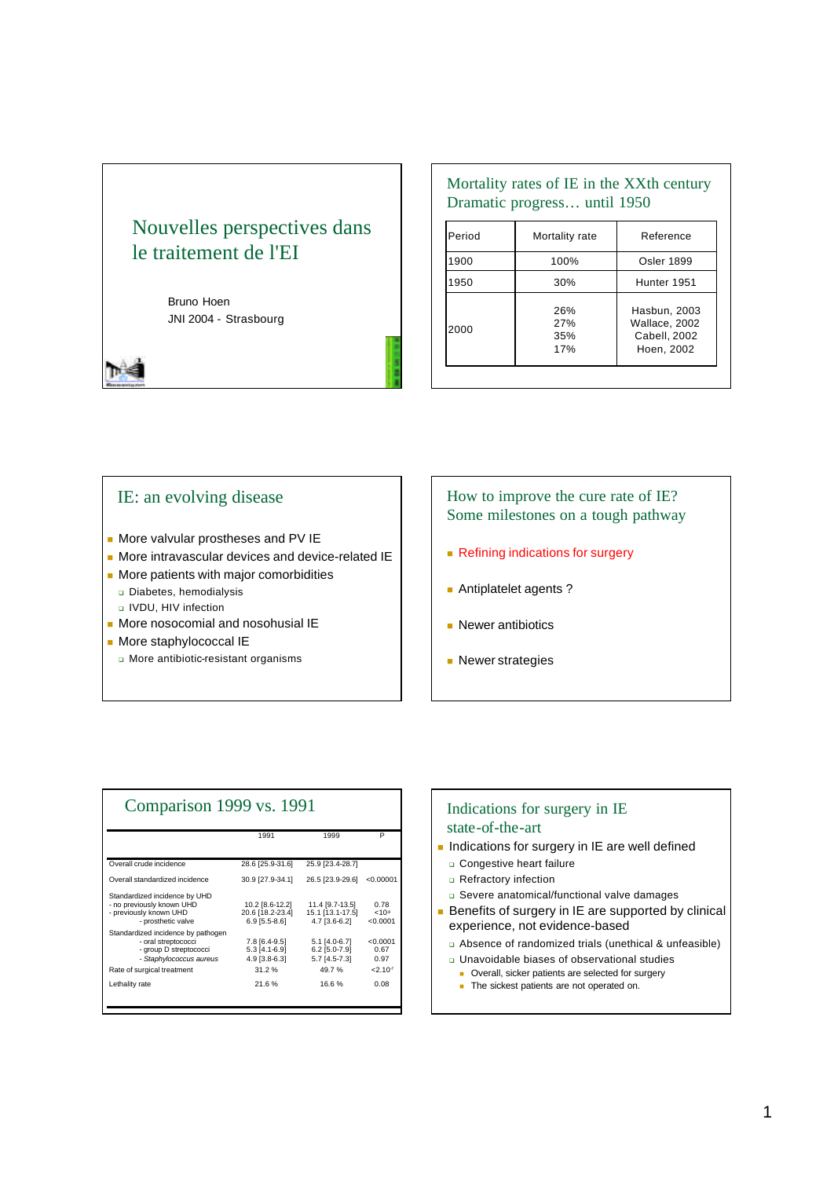## Nouvelles perspectives dans le traitement de l'EI

Bruno Hoen
JNI 2004 - Strasbourg

## Mortality rates of IE in the XXth century
## Dramatic progress… until 1950

| Period | Mortality rate | Reference |
|---|---|---|
| 1900 | 100% | Osler 1899 |
| 1950 | 30% | Hunter 1951 |
| 2000 | 26%<br>27%<br>35%<br>17% | Hasbun, 2003<br>Wallace, 2002<br>Cabell, 2002<br>Hoen, 2002 |

## IE: an evolving disease

- More valvular prostheses and PV IE
- More intravascular devices and device-related IE
- More patients with major comorbidities
  - Diabetes, hemodialysis
  - IVDU, HIV infection
- More nosocomial and nosohusial IE
- More staphylococcal IE
  - More antibiotic-resistant organisms

## How to improve the cure rate of IE?
## Some milestones on a tough pathway

- Refining indications for surgery
- Antiplatelet agents ?
- Newer antibiotics
- Newer strategies

## Comparison 1999 vs. 1991

| | 1991 | 1999 | P |
|---|---|---|---|
| Overall crude incidence | 28.6 [25.9-31.6] | 25.9 [23.4-28.7] | |
| Overall standardized incidence | 30.9 [27.9-34.1] | 26.5 [23.9-29.6] | <0.00001 |
| Standardized incidence by UHD | | | |
| - no previously known UHD | 10.2 [8.6-12.2] | 11.4 [9.7-13.5] | 0.78 |
| - previously known UHD | 20.6 [18.2-23.4] | 15.1 [13.1-17.5] | $<10^{-4}$ |
| - prosthetic valve | 6.9 [5.5-8.6] | 4.7 [3.6-6.2] | <0.0001 |
| Standardized incidence by pathogen | | | |
| - oral streptococci | 7.8 [6.4-9.5] | 5.1 [4.0-6.7] | <0.0001 |
| - group D streptococci | 5.3 [4.1-6.9] | 6.2 [5.0-7.9] | 0.67 |
| - *Staphylococcus aureus* | 4.9 [3.8-6.3] | 5.7 [4.5-7.3] | 0.97 |
| Rate of surgical treatment | 31.2 % | 49.7 % | $<2.10^{-7}$ |
| Lethality rate | 21.6 % | 16.6 % | 0.08 |

## Indications for surgery in IE state-of-the-art

- Indications for surgery in IE are well defined
  - Congestive heart failure
  - Refractory infection
  - Severe anatomical/functional valve damages
- Benefits of surgery in IE are supported by clinical experience, not evidence-based
  - Absence of randomized trials (unethical & unfeasible)
  - Unavoidable biases of observational studies
    - Overall, sicker patients are selected for surgery
    - The sickest patients are not operated on.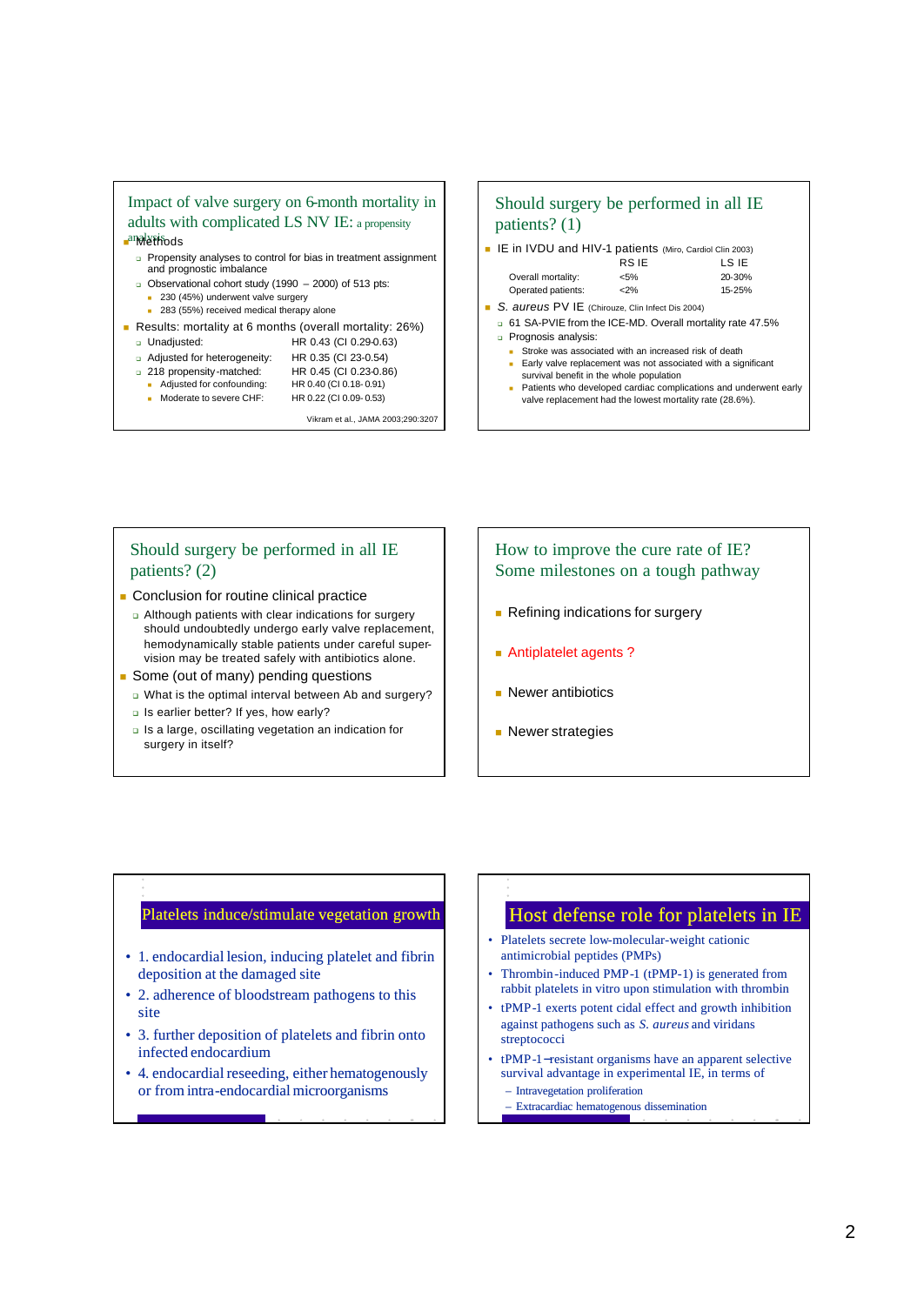## Impact of valve surgery on 6-month mortality in adults with complicated LS NV IE: a propensity analysis

- Methods
  - Propensity analyses to control for bias in treatment assignment and prognostic imbalance
  - Observational cohort study (1990 – 2000) of 513 pts:
    - 230 (45%) underwent valve surgery
    - 283 (55%) received medical therapy alone
- Results: mortality at 6 months (overall mortality: 26%)
  - Unadjusted: HR 0.43 (CI 0.29-0.63)
  - Adjusted for heterogeneity: HR 0.35 (CI 23-0.54)
  - 218 propensity-matched: HR 0.45 (CI 0.23-0.86)
    - Adjusted for confounding: HR 0.40 (CI 0.18- 0.91)
    - Moderate to severe CHF: HR 0.22 (CI 0.09- 0.53)

Vikram et al., JAMA 2003;290:3207

## Should surgery be performed in all IE patients? (1)

- IE in IVDU and HIV-1 patients (Miro, Cardiol Clin 2003)

| | RS IE | LS IE |
|---|---|---|
| Overall mortality: | <5% | 20-30% |
| Operated patients: | <2% | 15-25% |

- *S. aureus* PV IE (Chirouze, Clin Infect Dis 2004)
  - 61 SA-PVIE from the ICE-MD. Overall mortality rate 47.5%
  - Prognosis analysis:
    - Stroke was associated with an increased risk of death
    - Early valve replacement was not associated with a significant survival benefit in the whole population
    - Patients who developed cardiac complications and underwent early valve replacement had the lowest mortality rate (28.6%).

## Should surgery be performed in all IE patients? (2)

- Conclusion for routine clinical practice
  - Although patients with clear indications for surgery should undoubtedly undergo early valve replacement, hemodynamically stable patients under careful supervision may be treated safely with antibiotics alone.
- Some (out of many) pending questions
  - What is the optimal interval between Ab and surgery?
  - Is earlier better? If yes, how early?
  - Is a large, oscillating vegetation an indication for surgery in itself?

## How to improve the cure rate of IE? Some milestones on a tough pathway

- Refining indications for surgery
- Antiplatelet agents ?
- Newer antibiotics
- Newer strategies

## Platelets induce/stimulate vegetation growth

- 1. endocardial lesion, inducing platelet and fibrin deposition at the damaged site
- 2. adherence of bloodstream pathogens to this site
- 3. further deposition of platelets and fibrin onto infected endocardium
- 4. endocardial reseeding, either hematogenously or from intra-endocardial microorganisms

## Host defense role for platelets in IE

- Platelets secrete low-molecular-weight cationic antimicrobial peptides (PMPs)
- Thrombin-induced PMP-1 (tPMP-1) is generated from rabbit platelets in vitro upon stimulation with thrombin
- tPMP-1 exerts potent cidal effect and growth inhibition against pathogens such as *S. aureus* and viridans streptococci
- tPMP-1 –resistant organisms have an apparent selective survival advantage in experimental IE, in terms of
  - Intravegetation proliferation
  - Extracardiac hematogenous dissemination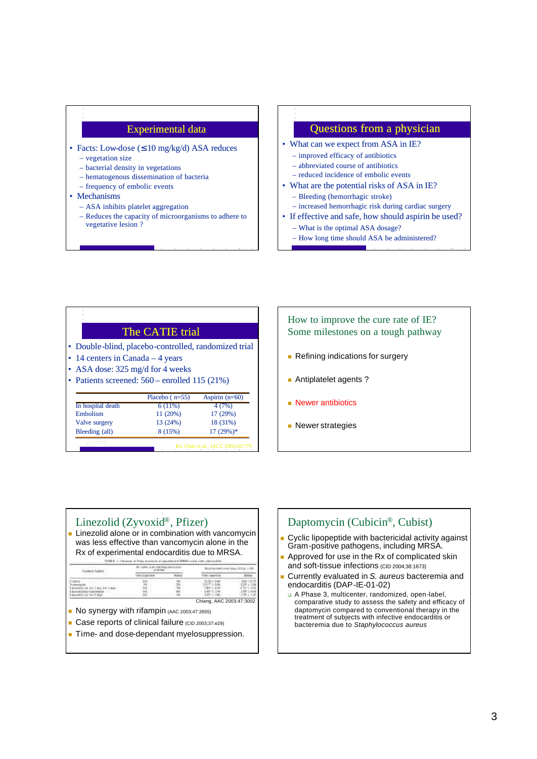## Experimental data

- Facts: Low-dose (≤10 mg/kg/d) ASA reduces
  - vegetation size
  - bacterial density in vegetations
  - hematogenous dissemination of bacteria
  - frequency of embolic events
- Mechanisms
  - ASA inhibits platelet aggregation
  - Reduces the capacity of microorganisms to adhere to vegetative lesion ?

## Questions from a physician

- What can we expect from ASA in IE?
  - improved efficacy of antibiotics
  - abbreviated course of antibiotics
  - reduced incidence of embolic events
- What are the potential risks of ASA in IE?
  - Bleeding (hemorrhagic stroke)
  - increased hemorrhagic risk during cardiac surgery
- If effective and safe, how should aspirin be used?
  - What is the optimal ASA dosage?
  - How long time should ASA be administered?

## The CATIE trial

- Double-blind, placebo-controlled, randomized trial
- 14 centers in Canada – 4 years
- ASA dose: 325 mg/d for 4 weeks
- Patients screened: 560 – enrolled 115 (21%)

| | Placebo ( n=55) | Aspirin (n=60) |
|---|---|---|
| In hospital death | 6 (11%) | 4 (7%) |
| Embolism | 11 (20%) | 17 (29%) |
| Valve surgery | 13 (24%) | 18 (31%) |
| Bleeding (all) | 8 (15%) | 17 (29%)* |

p = 0.075

KL Chan et al., JACC 2003;42:775

## How to improve the cure rate of IE? Some milestones on a tough pathway

- Refining indications for surgery
- Antiplatelet agents ?
- Newer antibiotics
- Newer strategies

## Linezolid (Zyvoxid®, Pfizer)

- Linezolid alone or in combination with vancomycin was less effective than vancomycin alone in the Rx of experimental endocarditis due to MRSA.

Chiang, AAC 2003;47:3002

- No synergy with rifampin (AAC 2003;47:2655)
- Case reports of clinical failure (CID 2003;37:e29)
- Time- and dose-dependant myelosuppression.

## Daptomycin (Cubicin®, Cubist)

- Cyclic lipopeptide with bactericidal activity against Gram-positive pathogens, including MRSA.
- Approved for use in the Rx of complicated skin and soft-tissue infections (CID 2004;38:1673)
- Currently evaluated in *S. aureus* bacteremia and endocarditis (DAP-IE-01-02)
  - A Phase 3, multicenter, randomized, open-label, comparative study to assess the safety and efficacy of daptomycin compared to conventional therapy in the treatment of subjects with infective endocarditis or bacteremia due to *Staphylococcus aureus*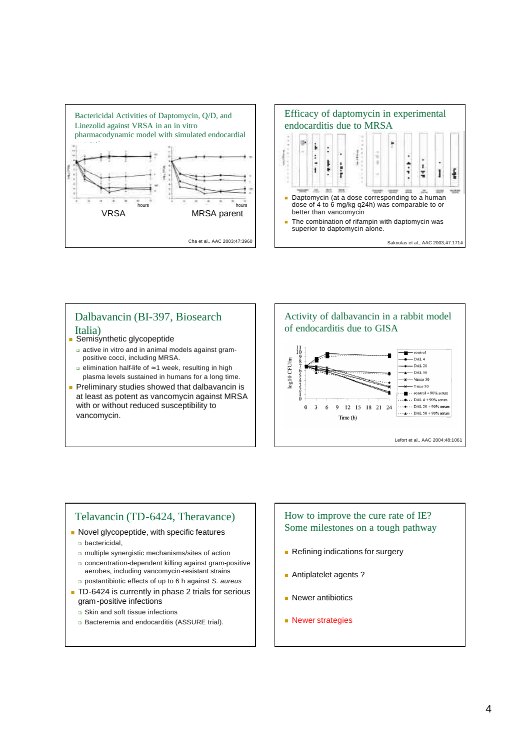## Bactericidal Activities of Daptomycin, Q/D, and Linezolid against VRSA in an in vitro pharmacodynamic model with simulated endocardial vegetations

hours

VRSA

hours

MRSA parent

Cha et al., AAC 2003;47:3960

## Efficacy of daptomycin in experimental endocarditis due to MRSA

- Daptomycin (at a dose corresponding to a human dose of 4 to 6 mg/kg q24h) was comparable to or better than vancomycin
- The combination of rifampin with daptomycin was superior to daptomycin alone.

Sakoulas et al., AAC 2003;47:1714

## Dalbavancin (BI-397, Biosearch Italia)

- Semisynthetic glycopeptide
  - active in vitro and in animal models against gram-positive cocci, including MRSA.
  - elimination half-life of ≈1 week, resulting in high plasma levels sustained in humans for a long time.
- Preliminary studies showed that dalbavancin is at least as potent as vancomycin against MRSA with or without reduced susceptibility to vancomycin.

## Activity of dalbavancin in a rabbit model of endocarditis due to GISA

log10 CFU/m

Time (h)

0 3 6 9 12 15 18 21 24

- control
- DAL 4
- DAL 20
- DAL 50
- Vanco 50
- Teico 50
- control + 90% serum
- DAL 4 + 90% serum
- DAL 20 + 90% serum
- DAL 50 + 90% serum

Lefort et al., AAC 2004;48:1061

## Telavancin (TD-6424, Theravance)

- Novel glycopeptide, with specific features
  - bactericidal,
  - multiple synergistic mechanisms/sites of action
  - concentration-dependent killing against gram-positive aerobes, including vancomycin-resistant strains
  - postantibiotic effects of up to 6 h against *S. aureus*
- TD-6424 is currently in phase 2 trials for serious gram-positive infections
  - Skin and soft tissue infections
  - Bacteremia and endocarditis (ASSURE trial).

## How to improve the cure rate of IE? Some milestones on a tough pathway

- Refining indications for surgery
- Antiplatelet agents ?
- Newer antibiotics
- Newer strategies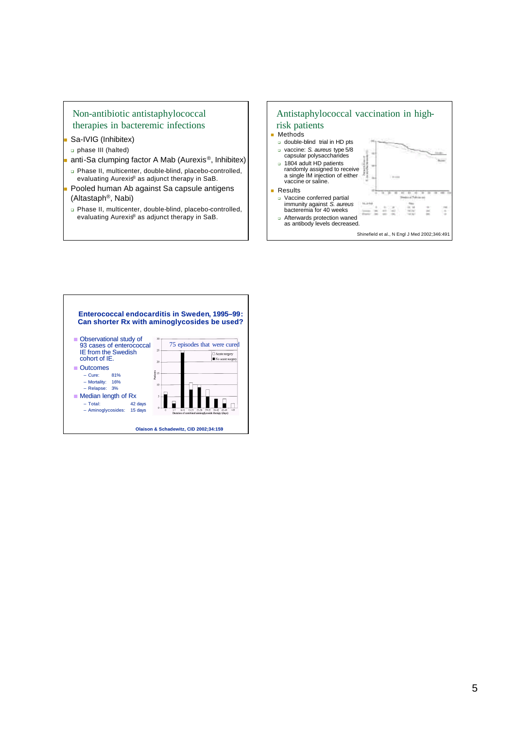## Non-antibiotic antistaphylococcal therapies in bacteremic infections

- Sa-IVIG (Inhibitex)
  - phase III (halted)
- anti-Sa clumping factor A Mab (Aurexis®, Inhibitex)
  - Phase II, multicenter, double-blind, placebo-controlled, evaluating Aurexis® as adjunct therapy in SaB.
- Pooled human Ab against Sa capsule antigens (Altastaph®, Nabi)
  - Phase II, multicenter, double-blind, placebo-controlled, evaluating Aurexis® as adjunct therapy in SaB.

## Antistaphylococcal vaccination in high-risk patients

- Methods
  - double-blind trial in HD pts
  - vaccine: *S. aureus* type 5/8 capsular polysaccharides
  - 1804 adult HD patients randomly assigned to receive a single IM injection of either vaccine or saline.
- Results
  - Vaccine conferred partial immunity against *S. aureus* bacteremia for 40 weeks
  - Afterwards protection waned as antibody levels decreased.

Shinefield et al., N Engl J Med 2002;346:491

## Enterococcal endocarditis in Sweden, 1995–99: Can shorter Rx with aminoglycosides be used?

- Observational study of 93 cases of enterococcal IE from the Swedish cohort of IE.
- Outcomes
  - Cure: 81%
  - Mortality: 16%
  - Relapse: 3%
- Median length of Rx
  - Total: 42 days
  - Aminoglycosides: 15 days

75 episodes that were cured

□ Acute surgery
■ No acute surgery

Patients

0 5 10 15 20 25 30

0 1-7 8-14 15-21 22-28 29-35 36-42 43-49 >49

Duration of combined aminoglycoside therapy (days)

Olaison & Schadewitz, CID 2002;34:159